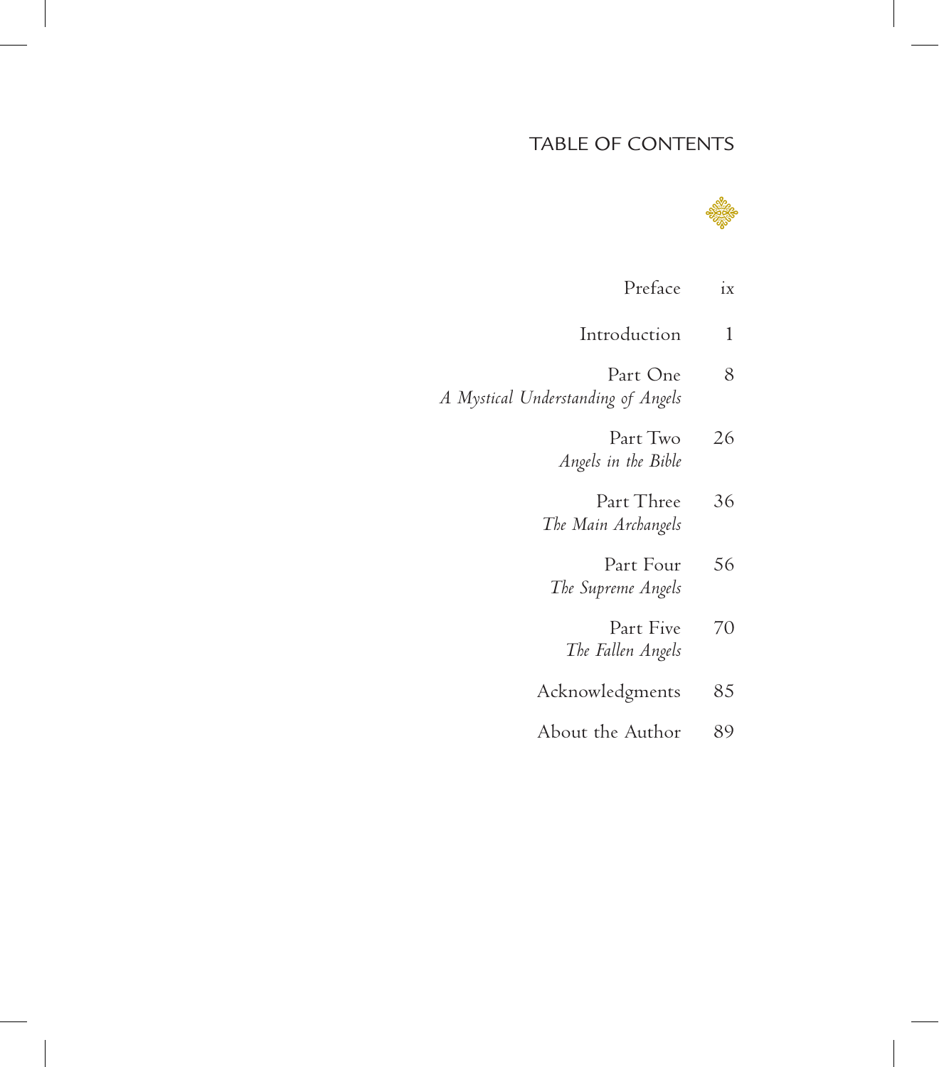# TABLE OF CONTENTS

| | |
|---|---|
| Preface | ix |
| Introduction | 1 |
| Part One<br>*A Mystical Understanding of Angels* | 8 |
| Part Two<br>*Angels in the Bible* | 26 |
| Part Three<br>*The Main Archangels* | 36 |
| Part Four<br>*The Supreme Angels* | 56 |
| Part Five<br>*The Fallen Angels* | 70 |
| Acknowledgments | 85 |
| About the Author | 89 |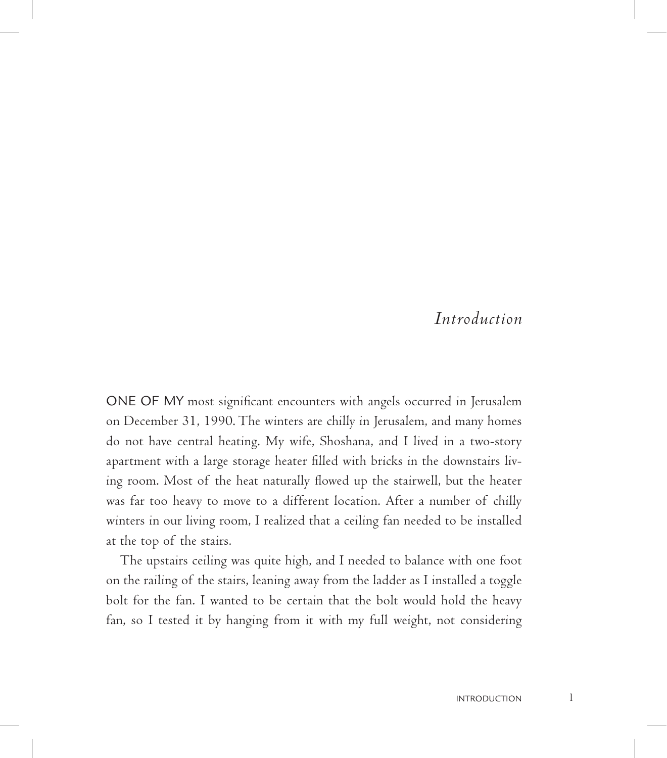# *Introduction*

ONE OF MY most significant encounters with angels occurred in Jerusalem on December 31, 1990. The winters are chilly in Jerusalem, and many homes do not have central heating. My wife, Shoshana, and I lived in a two-story apartment with a large storage heater filled with bricks in the downstairs living room. Most of the heat naturally flowed up the stairwell, but the heater was far too heavy to move to a different location. After a number of chilly winters in our living room, I realized that a ceiling fan needed to be installed at the top of the stairs.

The upstairs ceiling was quite high, and I needed to balance with one foot on the railing of the stairs, leaning away from the ladder as I installed a toggle bolt for the fan. I wanted to be certain that the bolt would hold the heavy fan, so I tested it by hanging from it with my full weight, not considering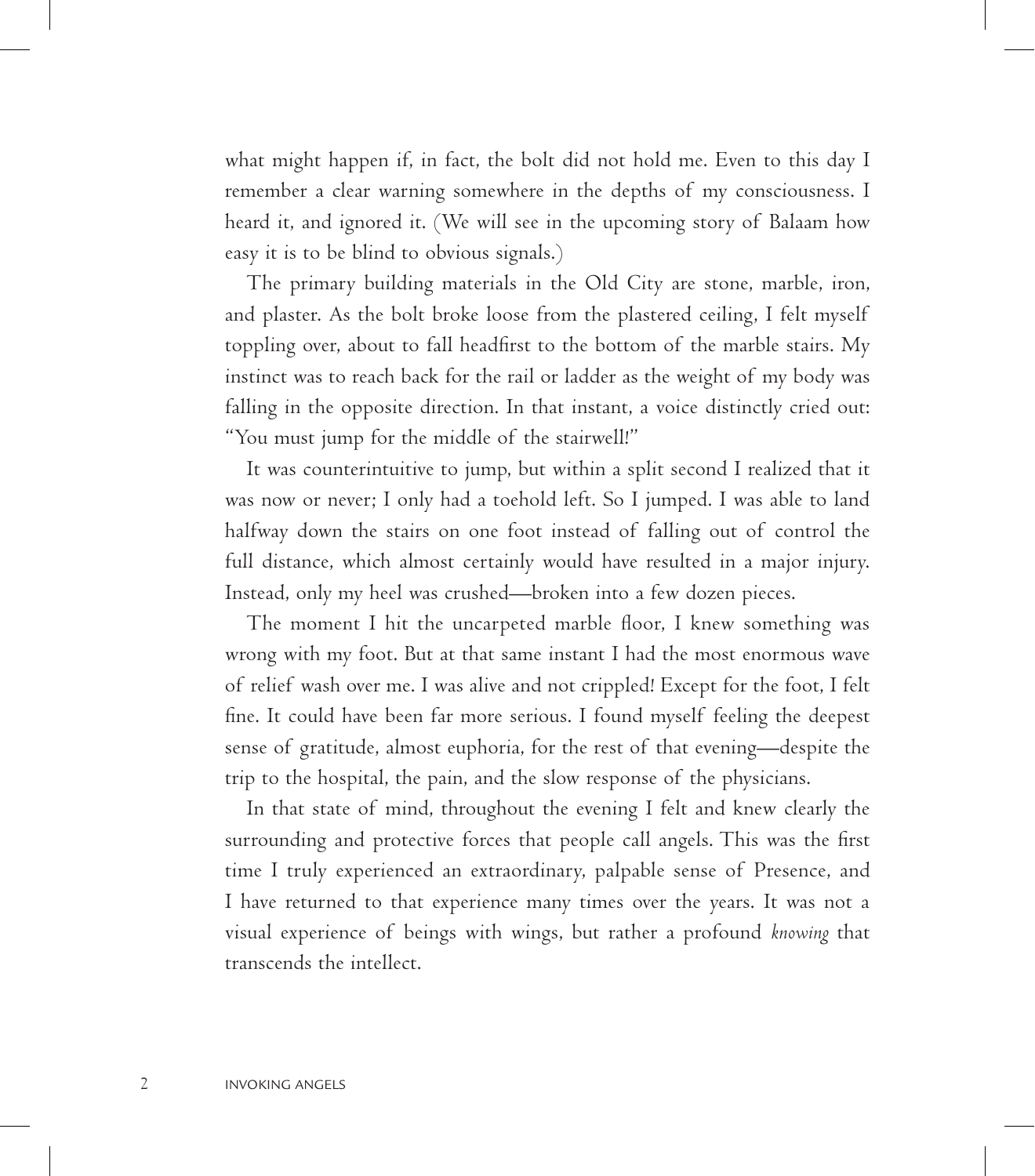what might happen if, in fact, the bolt did not hold me. Even to this day I remember a clear warning somewhere in the depths of my consciousness. I heard it, and ignored it. (We will see in the upcoming story of Balaam how easy it is to be blind to obvious signals.)

The primary building materials in the Old City are stone, marble, iron, and plaster. As the bolt broke loose from the plastered ceiling, I felt myself toppling over, about to fall headfirst to the bottom of the marble stairs. My instinct was to reach back for the rail or ladder as the weight of my body was falling in the opposite direction. In that instant, a voice distinctly cried out: "You must jump for the middle of the stairwell!"

It was counterintuitive to jump, but within a split second I realized that it was now or never; I only had a toehold left. So I jumped. I was able to land halfway down the stairs on one foot instead of falling out of control the full distance, which almost certainly would have resulted in a major injury. Instead, only my heel was crushed—broken into a few dozen pieces.

The moment I hit the uncarpeted marble floor, I knew something was wrong with my foot. But at that same instant I had the most enormous wave of relief wash over me. I was alive and not crippled! Except for the foot, I felt fine. It could have been far more serious. I found myself feeling the deepest sense of gratitude, almost euphoria, for the rest of that evening—despite the trip to the hospital, the pain, and the slow response of the physicians.

In that state of mind, throughout the evening I felt and knew clearly the surrounding and protective forces that people call angels. This was the first time I truly experienced an extraordinary, palpable sense of Presence, and I have returned to that experience many times over the years. It was not a visual experience of beings with wings, but rather a profound *knowing* that transcends the intellect.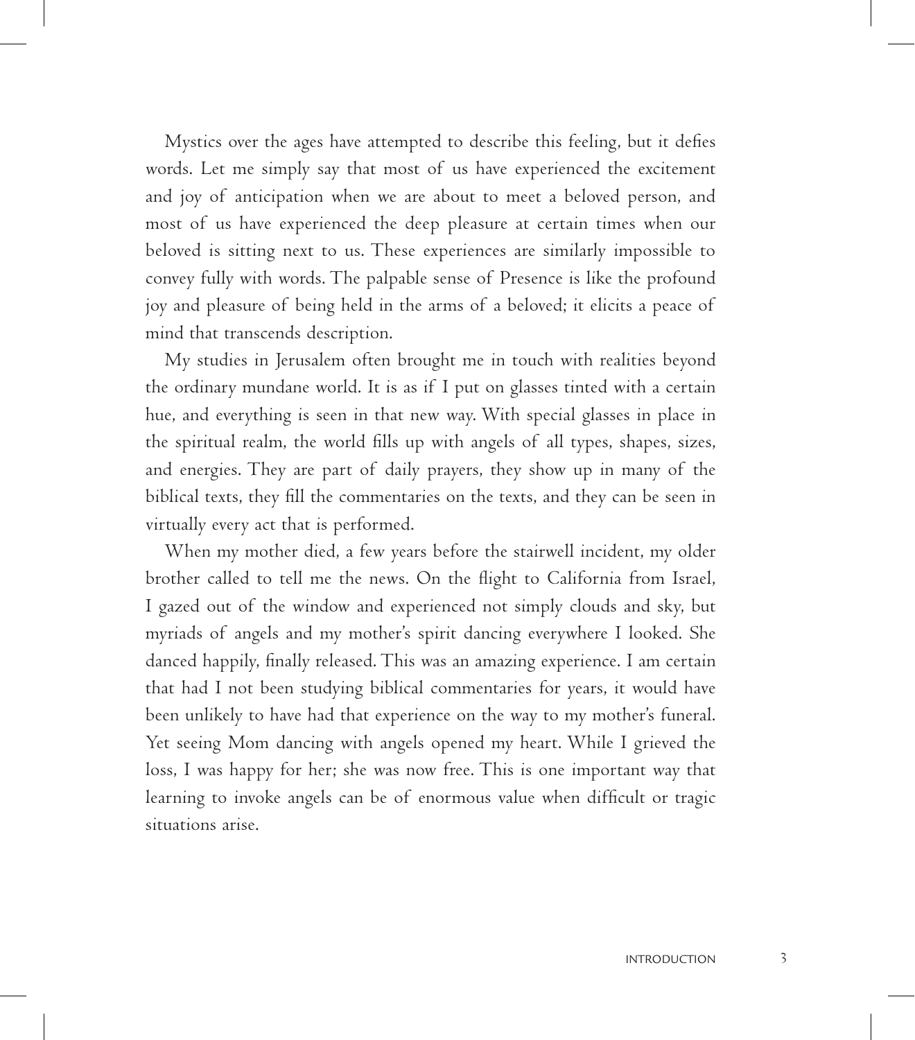Mystics over the ages have attempted to describe this feeling, but it defies words. Let me simply say that most of us have experienced the excitement and joy of anticipation when we are about to meet a beloved person, and most of us have experienced the deep pleasure at certain times when our beloved is sitting next to us. These experiences are similarly impossible to convey fully with words. The palpable sense of Presence is like the profound joy and pleasure of being held in the arms of a beloved; it elicits a peace of mind that transcends description.

My studies in Jerusalem often brought me in touch with realities beyond the ordinary mundane world. It is as if I put on glasses tinted with a certain hue, and everything is seen in that new way. With special glasses in place in the spiritual realm, the world fills up with angels of all types, shapes, sizes, and energies. They are part of daily prayers, they show up in many of the biblical texts, they fill the commentaries on the texts, and they can be seen in virtually every act that is performed.

When my mother died, a few years before the stairwell incident, my older brother called to tell me the news. On the flight to California from Israel, I gazed out of the window and experienced not simply clouds and sky, but myriads of angels and my mother's spirit dancing everywhere I looked. She danced happily, finally released. This was an amazing experience. I am certain that had I not been studying biblical commentaries for years, it would have been unlikely to have had that experience on the way to my mother's funeral. Yet seeing Mom dancing with angels opened my heart. While I grieved the loss, I was happy for her; she was now free. This is one important way that learning to invoke angels can be of enormous value when difficult or tragic situations arise.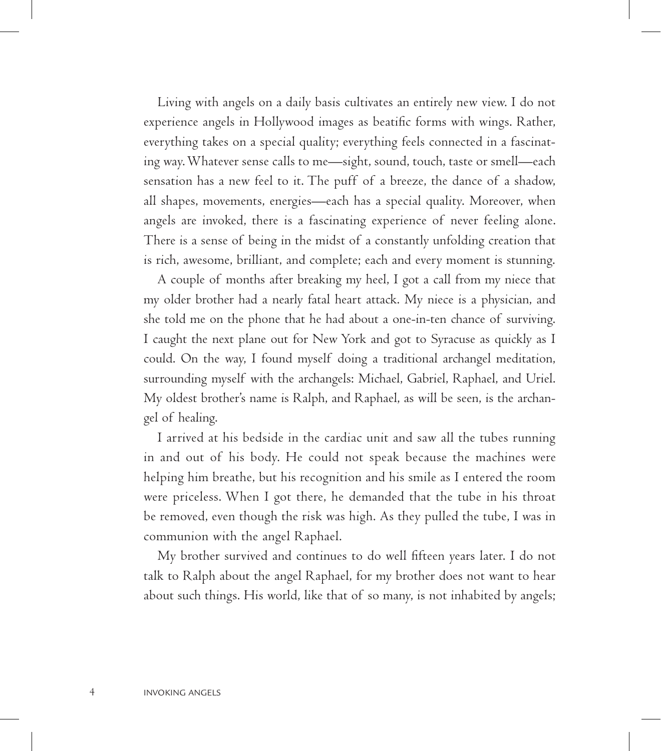Living with angels on a daily basis cultivates an entirely new view. I do not experience angels in Hollywood images as beatific forms with wings. Rather, everything takes on a special quality; everything feels connected in a fascinating way. Whatever sense calls to me—sight, sound, touch, taste or smell—each sensation has a new feel to it. The puff of a breeze, the dance of a shadow, all shapes, movements, energies—each has a special quality. Moreover, when angels are invoked, there is a fascinating experience of never feeling alone. There is a sense of being in the midst of a constantly unfolding creation that is rich, awesome, brilliant, and complete; each and every moment is stunning.

A couple of months after breaking my heel, I got a call from my niece that my older brother had a nearly fatal heart attack. My niece is a physician, and she told me on the phone that he had about a one-in-ten chance of surviving. I caught the next plane out for New York and got to Syracuse as quickly as I could. On the way, I found myself doing a traditional archangel meditation, surrounding myself with the archangels: Michael, Gabriel, Raphael, and Uriel. My oldest brother's name is Ralph, and Raphael, as will be seen, is the archangel of healing.

I arrived at his bedside in the cardiac unit and saw all the tubes running in and out of his body. He could not speak because the machines were helping him breathe, but his recognition and his smile as I entered the room were priceless. When I got there, he demanded that the tube in his throat be removed, even though the risk was high. As they pulled the tube, I was in communion with the angel Raphael.

My brother survived and continues to do well fifteen years later. I do not talk to Ralph about the angel Raphael, for my brother does not want to hear about such things. His world, like that of so many, is not inhabited by angels;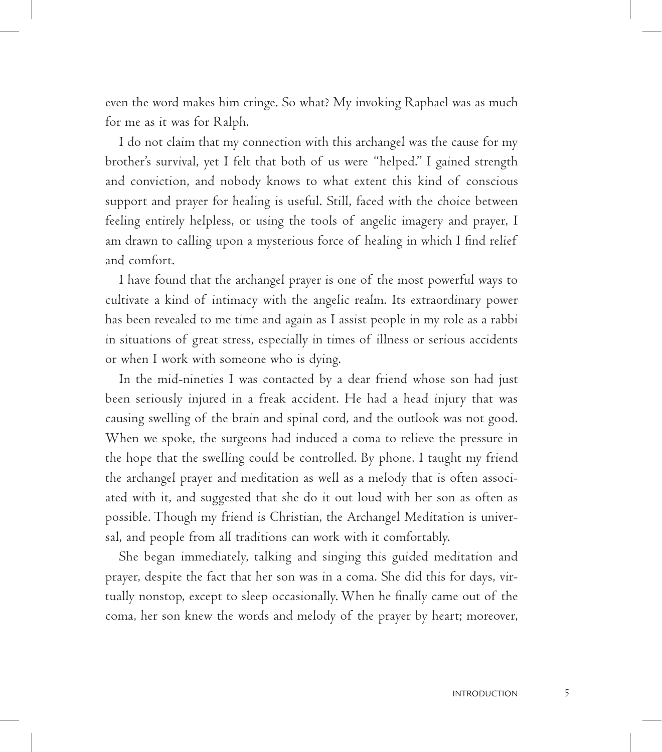even the word makes him cringe. So what? My invoking Raphael was as much for me as it was for Ralph.

I do not claim that my connection with this archangel was the cause for my brother's survival, yet I felt that both of us were "helped." I gained strength and conviction, and nobody knows to what extent this kind of conscious support and prayer for healing is useful. Still, faced with the choice between feeling entirely helpless, or using the tools of angelic imagery and prayer, I am drawn to calling upon a mysterious force of healing in which I find relief and comfort.

I have found that the archangel prayer is one of the most powerful ways to cultivate a kind of intimacy with the angelic realm. Its extraordinary power has been revealed to me time and again as I assist people in my role as a rabbi in situations of great stress, especially in times of illness or serious accidents or when I work with someone who is dying.

In the mid-nineties I was contacted by a dear friend whose son had just been seriously injured in a freak accident. He had a head injury that was causing swelling of the brain and spinal cord, and the outlook was not good. When we spoke, the surgeons had induced a coma to relieve the pressure in the hope that the swelling could be controlled. By phone, I taught my friend the archangel prayer and meditation as well as a melody that is often associated with it, and suggested that she do it out loud with her son as often as possible. Though my friend is Christian, the Archangel Meditation is universal, and people from all traditions can work with it comfortably.

She began immediately, talking and singing this guided meditation and prayer, despite the fact that her son was in a coma. She did this for days, virtually nonstop, except to sleep occasionally. When he finally came out of the coma, her son knew the words and melody of the prayer by heart; moreover,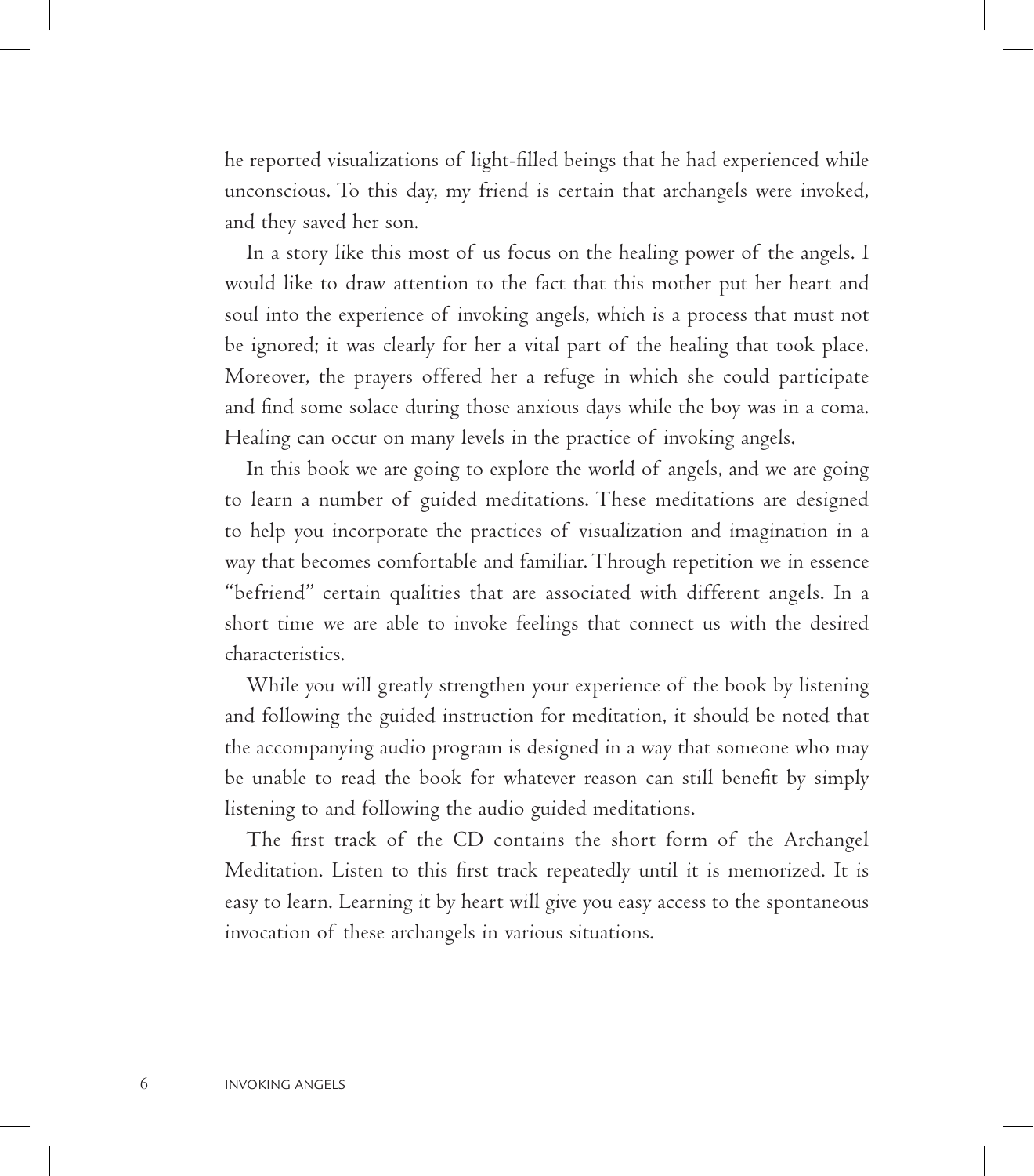he reported visualizations of light-filled beings that he had experienced while unconscious. To this day, my friend is certain that archangels were invoked, and they saved her son.

In a story like this most of us focus on the healing power of the angels. I would like to draw attention to the fact that this mother put her heart and soul into the experience of invoking angels, which is a process that must not be ignored; it was clearly for her a vital part of the healing that took place. Moreover, the prayers offered her a refuge in which she could participate and find some solace during those anxious days while the boy was in a coma. Healing can occur on many levels in the practice of invoking angels.

In this book we are going to explore the world of angels, and we are going to learn a number of guided meditations. These meditations are designed to help you incorporate the practices of visualization and imagination in a way that becomes comfortable and familiar. Through repetition we in essence "befriend" certain qualities that are associated with different angels. In a short time we are able to invoke feelings that connect us with the desired characteristics.

While you will greatly strengthen your experience of the book by listening and following the guided instruction for meditation, it should be noted that the accompanying audio program is designed in a way that someone who may be unable to read the book for whatever reason can still benefit by simply listening to and following the audio guided meditations.

The first track of the CD contains the short form of the Archangel Meditation. Listen to this first track repeatedly until it is memorized. It is easy to learn. Learning it by heart will give you easy access to the spontaneous invocation of these archangels in various situations.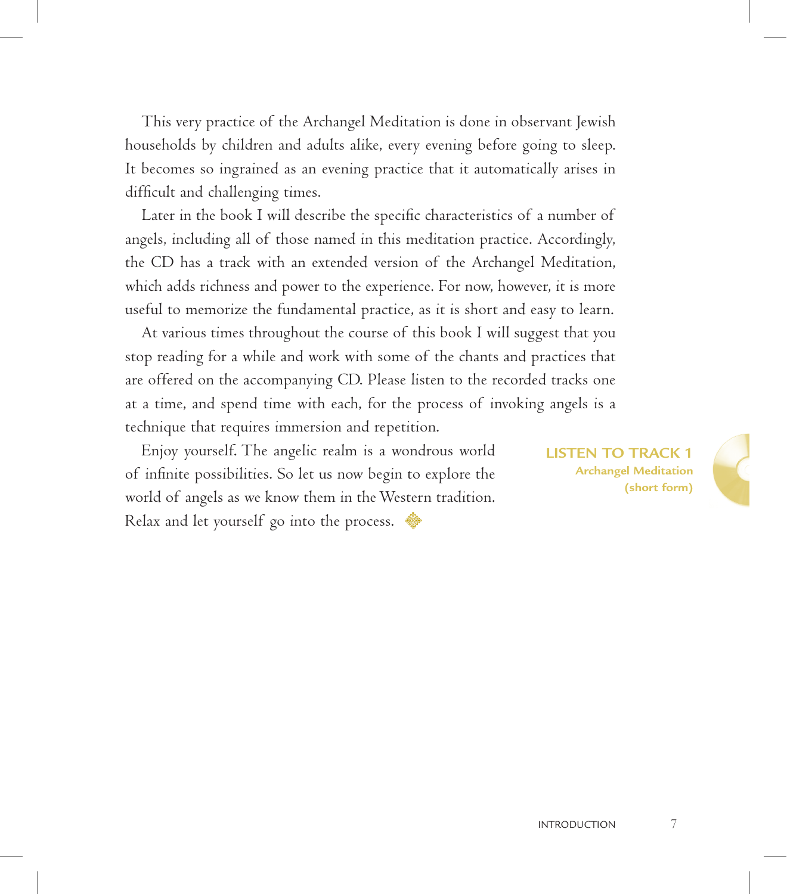This very practice of the Archangel Meditation is done in observant Jewish households by children and adults alike, every evening before going to sleep. It becomes so ingrained as an evening practice that it automatically arises in difficult and challenging times.

Later in the book I will describe the specific characteristics of a number of angels, including all of those named in this meditation practice. Accordingly, the CD has a track with an extended version of the Archangel Meditation, which adds richness and power to the experience. For now, however, it is more useful to memorize the fundamental practice, as it is short and easy to learn.

At various times throughout the course of this book I will suggest that you stop reading for a while and work with some of the chants and practices that are offered on the accompanying CD. Please listen to the recorded tracks one at a time, and spend time with each, for the process of invoking angels is a technique that requires immersion and repetition.

Enjoy yourself. The angelic realm is a wondrous world of infinite possibilities. So let us now begin to explore the world of angels as we know them in the Western tradition. Relax and let yourself go into the process.

**LISTEN TO TRACK 1**
**Archangel Meditation (short form)**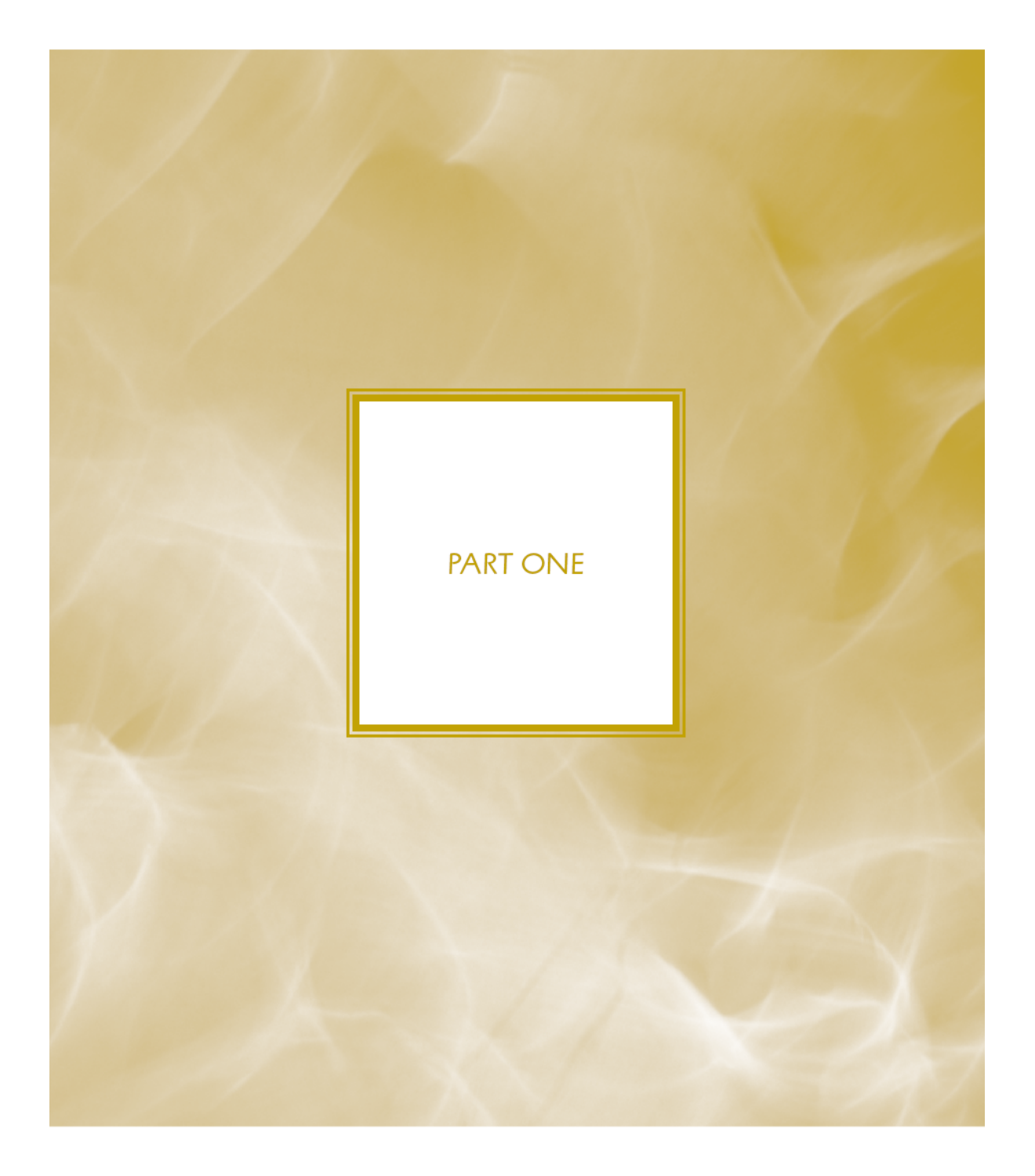# PART ONE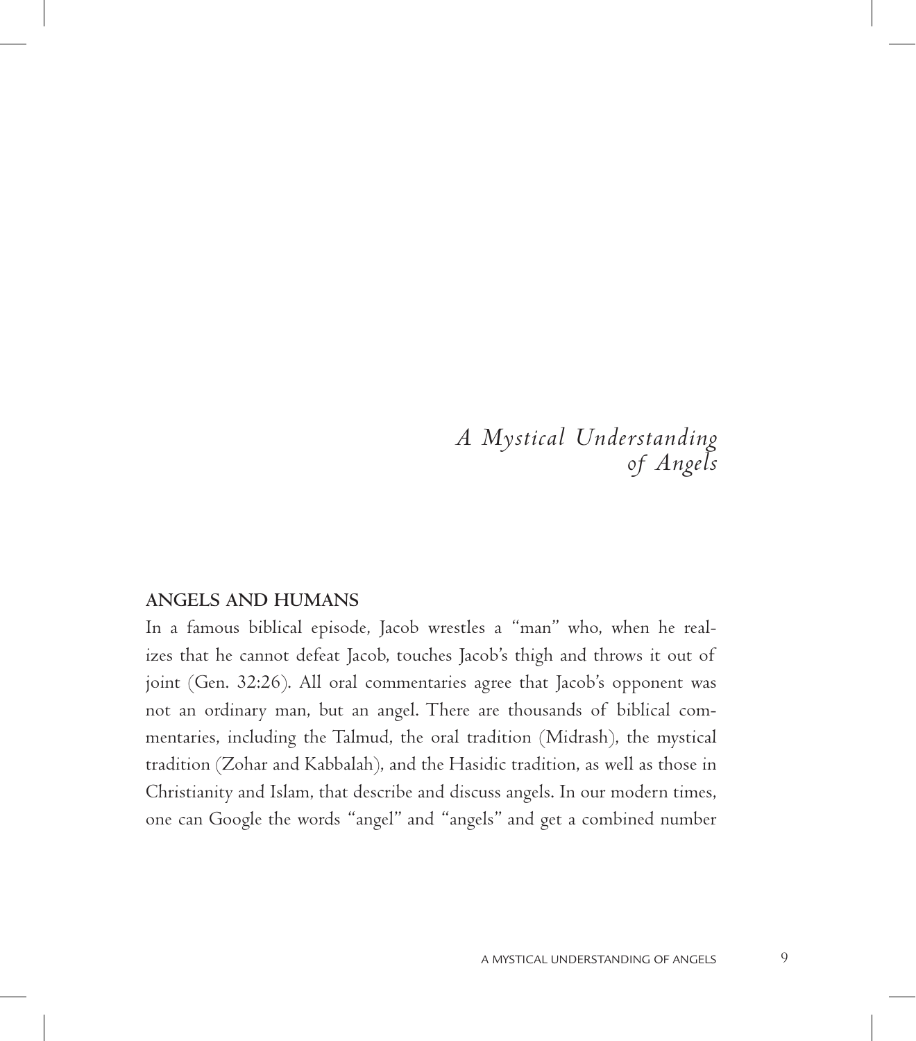# *A Mystical Understanding of Angels*

## ANGELS AND HUMANS

In a famous biblical episode, Jacob wrestles a "man" who, when he realizes that he cannot defeat Jacob, touches Jacob's thigh and throws it out of joint (Gen. 32:26). All oral commentaries agree that Jacob's opponent was not an ordinary man, but an angel. There are thousands of biblical commentaries, including the Talmud, the oral tradition (Midrash), the mystical tradition (Zohar and Kabbalah), and the Hasidic tradition, as well as those in Christianity and Islam, that describe and discuss angels. In our modern times, one can Google the words "angel" and "angels" and get a combined number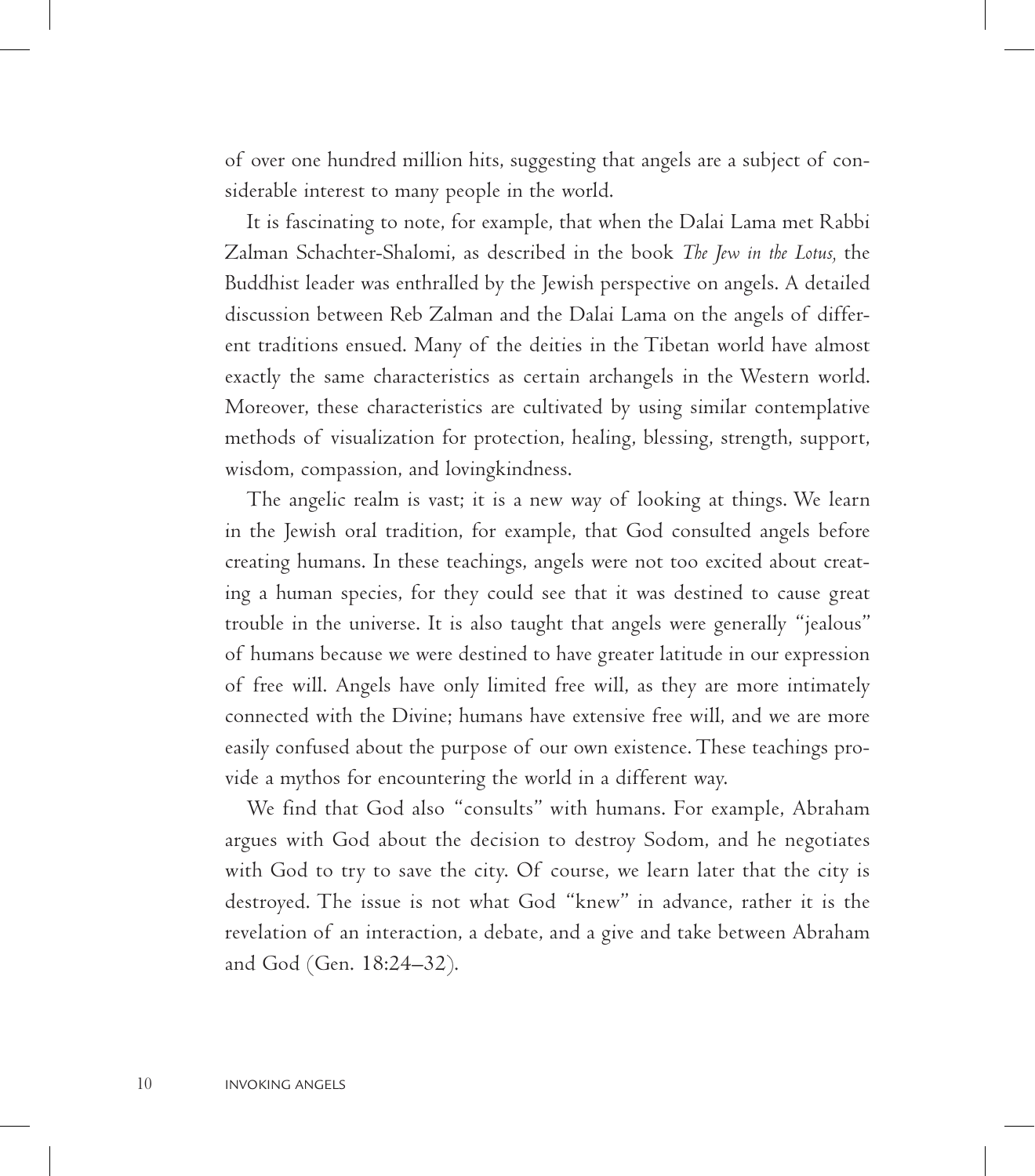of over one hundred million hits, suggesting that angels are a subject of considerable interest to many people in the world.

It is fascinating to note, for example, that when the Dalai Lama met Rabbi Zalman Schachter-Shalomi, as described in the book *The Jew in the Lotus,* the Buddhist leader was enthralled by the Jewish perspective on angels. A detailed discussion between Reb Zalman and the Dalai Lama on the angels of different traditions ensued. Many of the deities in the Tibetan world have almost exactly the same characteristics as certain archangels in the Western world. Moreover, these characteristics are cultivated by using similar contemplative methods of visualization for protection, healing, blessing, strength, support, wisdom, compassion, and lovingkindness.

The angelic realm is vast; it is a new way of looking at things. We learn in the Jewish oral tradition, for example, that God consulted angels before creating humans. In these teachings, angels were not too excited about creating a human species, for they could see that it was destined to cause great trouble in the universe. It is also taught that angels were generally "jealous" of humans because we were destined to have greater latitude in our expression of free will. Angels have only limited free will, as they are more intimately connected with the Divine; humans have extensive free will, and we are more easily confused about the purpose of our own existence. These teachings provide a mythos for encountering the world in a different way.

We find that God also "consults" with humans. For example, Abraham argues with God about the decision to destroy Sodom, and he negotiates with God to try to save the city. Of course, we learn later that the city is destroyed. The issue is not what God "knew" in advance, rather it is the revelation of an interaction, a debate, and a give and take between Abraham and God (Gen. 18:24–32).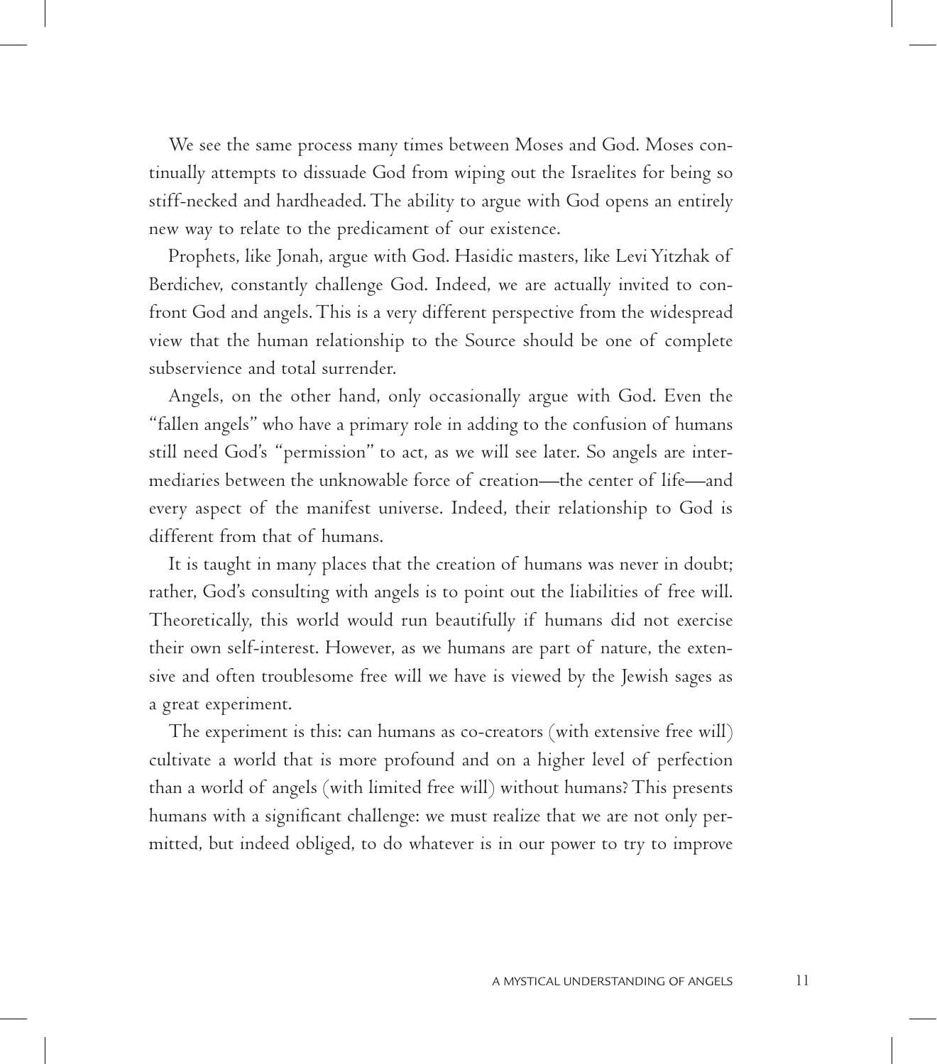We see the same process many times between Moses and God. Moses continually attempts to dissuade God from wiping out the Israelites for being so stiff-necked and hardheaded. The ability to argue with God opens an entirely new way to relate to the predicament of our existence.

Prophets, like Jonah, argue with God. Hasidic masters, like Levi Yitzhak of Berdichev, constantly challenge God. Indeed, we are actually invited to confront God and angels. This is a very different perspective from the widespread view that the human relationship to the Source should be one of complete subservience and total surrender.

Angels, on the other hand, only occasionally argue with God. Even the "fallen angels" who have a primary role in adding to the confusion of humans still need God's "permission" to act, as we will see later. So angels are intermediaries between the unknowable force of creation—the center of life—and every aspect of the manifest universe. Indeed, their relationship to God is different from that of humans.

It is taught in many places that the creation of humans was never in doubt; rather, God's consulting with angels is to point out the liabilities of free will. Theoretically, this world would run beautifully if humans did not exercise their own self-interest. However, as we humans are part of nature, the extensive and often troublesome free will we have is viewed by the Jewish sages as a great experiment.

The experiment is this: can humans as co-creators (with extensive free will) cultivate a world that is more profound and on a higher level of perfection than a world of angels (with limited free will) without humans? This presents humans with a significant challenge: we must realize that we are not only permitted, but indeed obliged, to do whatever is in our power to try to improve